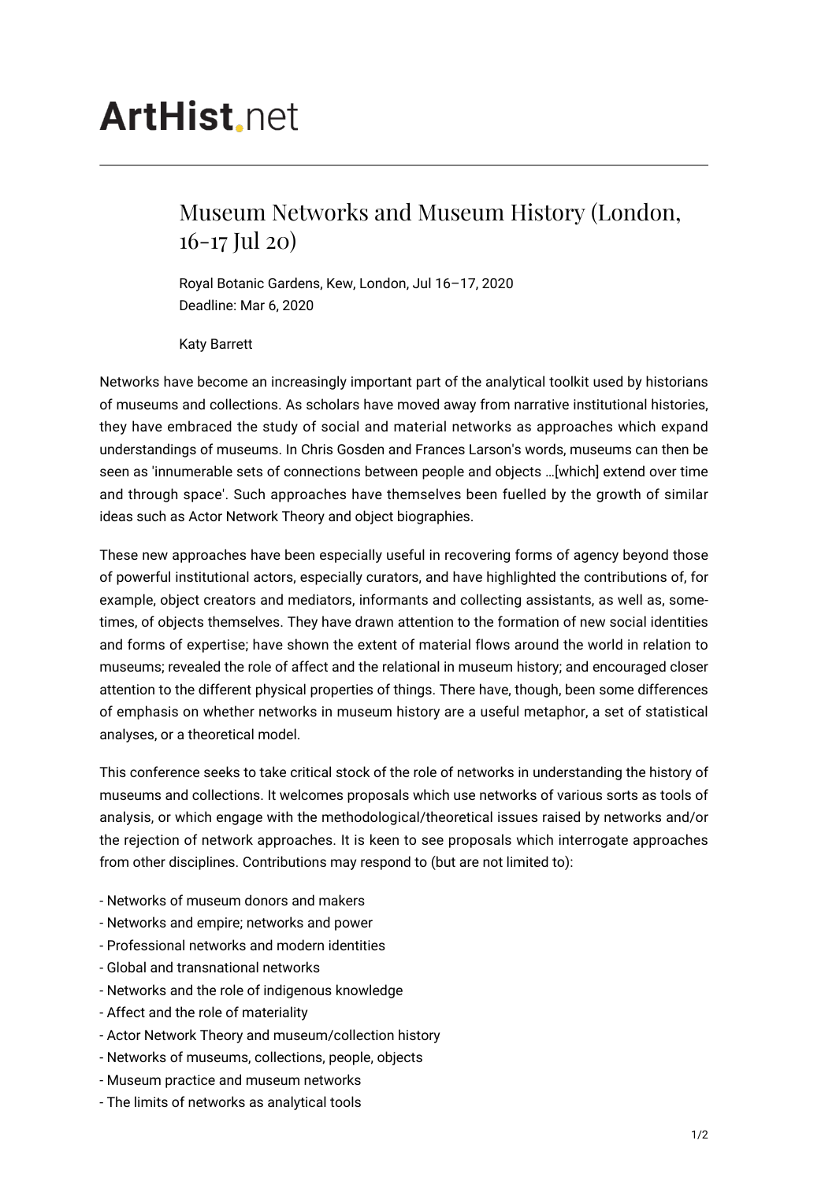# ArtHist.net

## Museum Networks and Museum History (London, 16-17 Jul 20)

Royal Botanic Gardens, Kew, London, Jul 16–17, 2020
Deadline: Mar 6, 2020

Katy Barrett

Networks have become an increasingly important part of the analytical toolkit used by historians of museums and collections. As scholars have moved away from narrative institutional histories, they have embraced the study of social and material networks as approaches which expand understandings of museums. In Chris Gosden and Frances Larson's words, museums can then be seen as 'innumerable sets of connections between people and objects …[which] extend over time and through space'. Such approaches have themselves been fuelled by the growth of similar ideas such as Actor Network Theory and object biographies.

These new approaches have been especially useful in recovering forms of agency beyond those of powerful institutional actors, especially curators, and have highlighted the contributions of, for example, object creators and mediators, informants and collecting assistants, as well as, sometimes, of objects themselves. They have drawn attention to the formation of new social identities and forms of expertise; have shown the extent of material flows around the world in relation to museums; revealed the role of affect and the relational in museum history; and encouraged closer attention to the different physical properties of things. There have, though, been some differences of emphasis on whether networks in museum history are a useful metaphor, a set of statistical analyses, or a theoretical model.

This conference seeks to take critical stock of the role of networks in understanding the history of museums and collections. It welcomes proposals which use networks of various sorts as tools of analysis, or which engage with the methodological/theoretical issues raised by networks and/or the rejection of network approaches. It is keen to see proposals which interrogate approaches from other disciplines. Contributions may respond to (but are not limited to):

- Networks of museum donors and makers
- Networks and empire; networks and power
- Professional networks and modern identities
- Global and transnational networks
- Networks and the role of indigenous knowledge
- Affect and the role of materiality
- Actor Network Theory and museum/collection history
- Networks of museums, collections, people, objects
- Museum practice and museum networks
- The limits of networks as analytical tools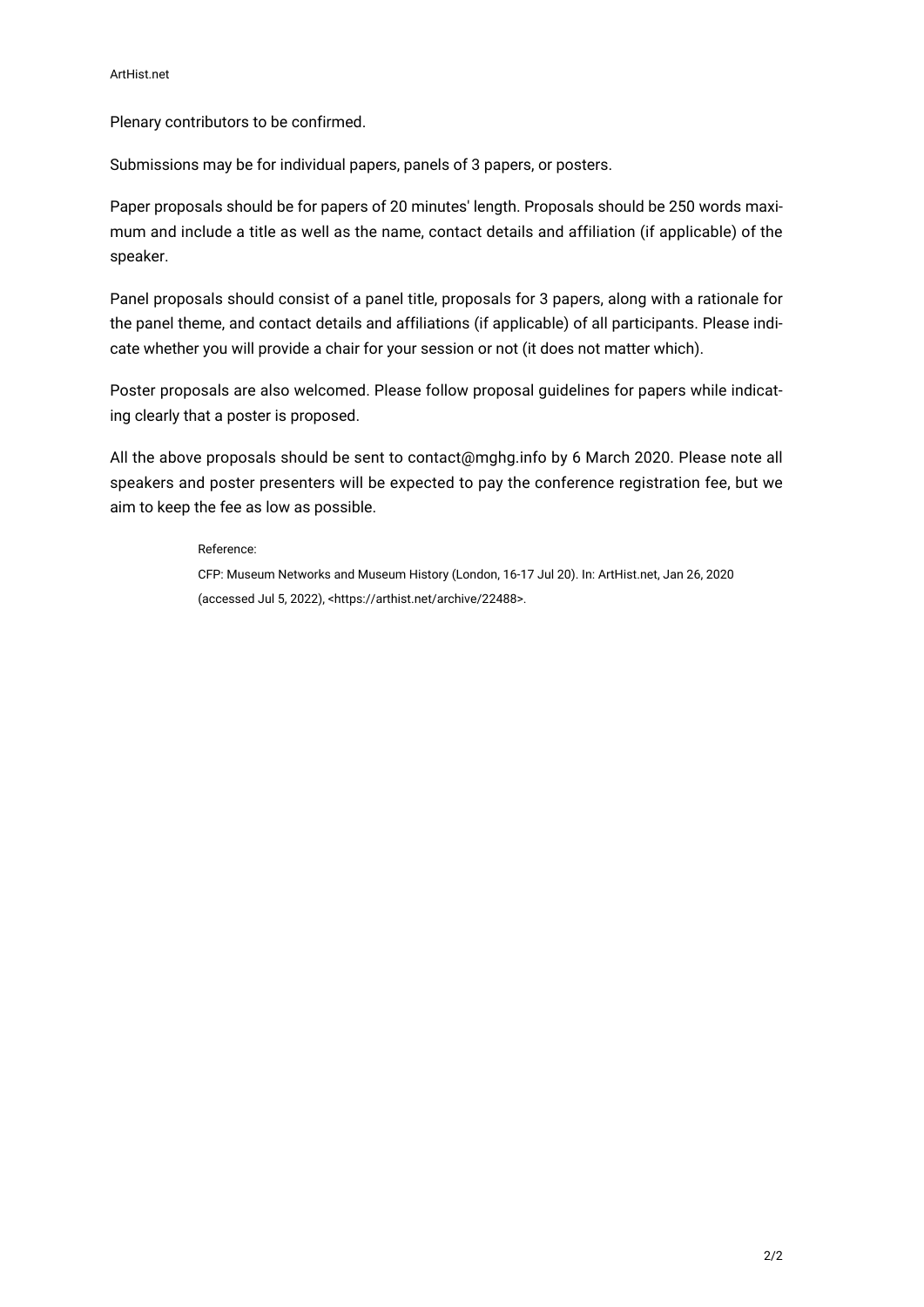Plenary contributors to be confirmed.

Submissions may be for individual papers, panels of 3 papers, or posters.

Paper proposals should be for papers of 20 minutes' length. Proposals should be 250 words maximum and include a title as well as the name, contact details and affiliation (if applicable) of the speaker.

Panel proposals should consist of a panel title, proposals for 3 papers, along with a rationale for the panel theme, and contact details and affiliations (if applicable) of all participants. Please indicate whether you will provide a chair for your session or not (it does not matter which).

Poster proposals are also welcomed. Please follow proposal guidelines for papers while indicating clearly that a poster is proposed.

All the above proposals should be sent to contact@mghg.info by 6 March 2020. Please note all speakers and poster presenters will be expected to pay the conference registration fee, but we aim to keep the fee as low as possible.

Reference:

CFP: Museum Networks and Museum History (London, 16-17 Jul 20). In: ArtHist.net, Jan 26, 2020 (accessed Jul 5, 2022), <https://arthist.net/archive/22488>.